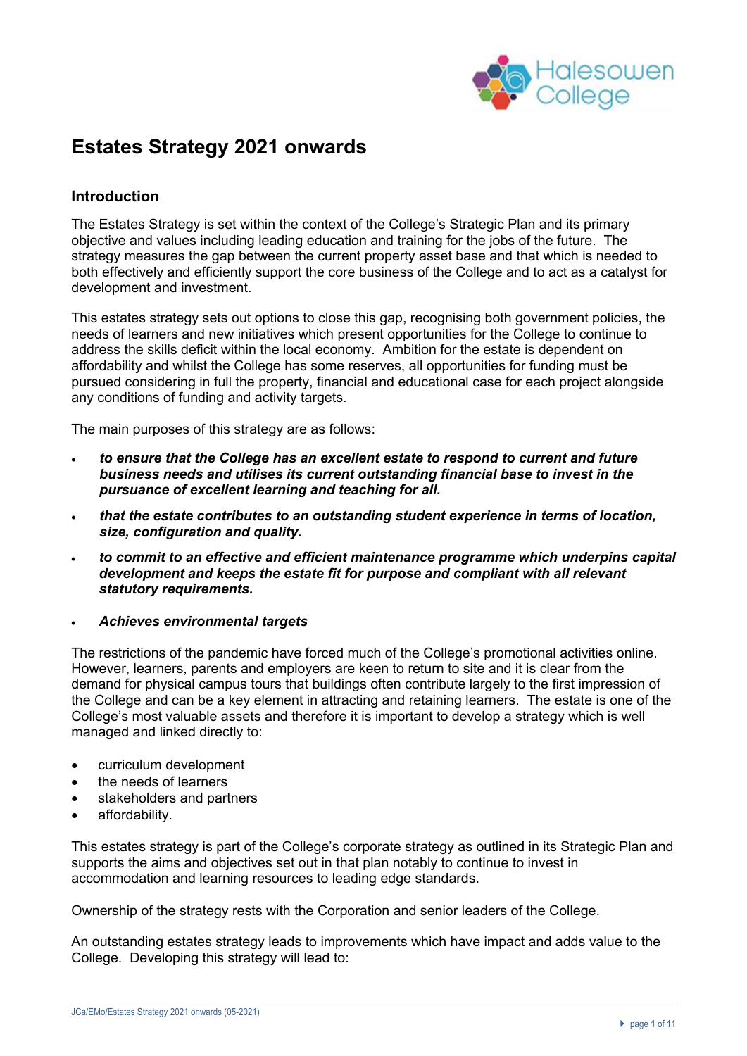# Estates Strategy 2021 onwards

## Introduction

The Estates Strategy is set within the context of the College's Strategic Plan and its primary objective and values including leading education and training for the jobs of the future. The strategy measures the gap between the current property asset base and that which is needed to both effectively and efficiently support the core business of the College and to act as a catalyst for development and investment.

This estates strategy sets out options to close this gap, recognising both government policies, the needs of learners and new initiatives which present opportunities for the College to continue to address the skills deficit within the local economy. Ambition for the estate is dependent on affordability and whilst the College has some reserves, all opportunities for funding must be pursued considering in full the property, financial and educational case for each project alongside any conditions of funding and activity targets.

The main purposes of this strategy are as follows:

- ***to ensure that the College has an excellent estate to respond to current and future business needs and utilises its current outstanding financial base to invest in the pursuance of excellent learning and teaching for all.***
- ***that the estate contributes to an outstanding student experience in terms of location, size, configuration and quality.***
- ***to commit to an effective and efficient maintenance programme which underpins capital development and keeps the estate fit for purpose and compliant with all relevant statutory requirements.***
- ***Achieves environmental targets***

The restrictions of the pandemic have forced much of the College's promotional activities online. However, learners, parents and employers are keen to return to site and it is clear from the demand for physical campus tours that buildings often contribute largely to the first impression of the College and can be a key element in attracting and retaining learners. The estate is one of the College's most valuable assets and therefore it is important to develop a strategy which is well managed and linked directly to:

- curriculum development
- the needs of learners
- stakeholders and partners
- affordability.

This estates strategy is part of the College's corporate strategy as outlined in its Strategic Plan and supports the aims and objectives set out in that plan notably to continue to invest in accommodation and learning resources to leading edge standards.

Ownership of the strategy rests with the Corporation and senior leaders of the College.

An outstanding estates strategy leads to improvements which have impact and adds value to the College. Developing this strategy will lead to: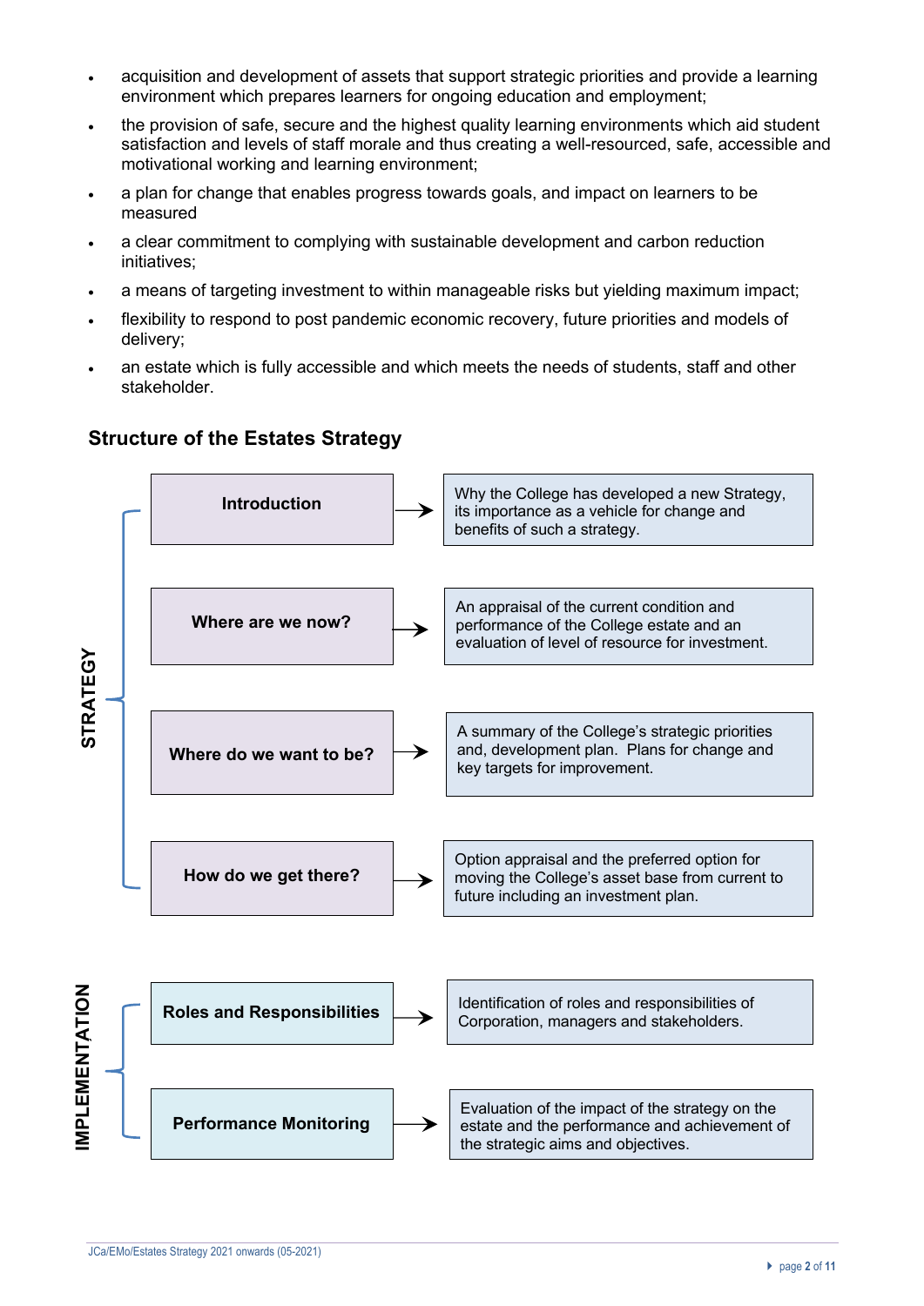- acquisition and development of assets that support strategic priorities and provide a learning environment which prepares learners for ongoing education and employment;
- the provision of safe, secure and the highest quality learning environments which aid student satisfaction and levels of staff morale and thus creating a well-resourced, safe, accessible and motivational working and learning environment;
- a plan for change that enables progress towards goals, and impact on learners to be measured
- a clear commitment to complying with sustainable development and carbon reduction initiatives;
- a means of targeting investment to within manageable risks but yielding maximum impact;
- flexibility to respond to post pandemic economic recovery, future priorities and models of delivery;
- an estate which is fully accessible and which meets the needs of students, staff and other stakeholder.

## Structure of the Estates Strategy

| | Section | Description |
|---|---|---|
| **STRATEGY** | **Introduction** | Why the College has developed a new Strategy, its importance as a vehicle for change and benefits of such a strategy. |
| | **Where are we now?** | An appraisal of the current condition and performance of the College estate and an evaluation of level of resource for investment. |
| | **Where do we want to be?** | A summary of the College's strategic priorities and, development plan. Plans for change and key targets for improvement. |
| | **How do we get there?** | Option appraisal and the preferred option for moving the College's asset base from current to future including an investment plan. |
| **IMPLEMENTATION** | **Roles and Responsibilities** | Identification of roles and responsibilities of Corporation, managers and stakeholders. |
| | **Performance Monitoring** | Evaluation of the impact of the strategy on the estate and the performance and achievement of the strategic aims and objectives. |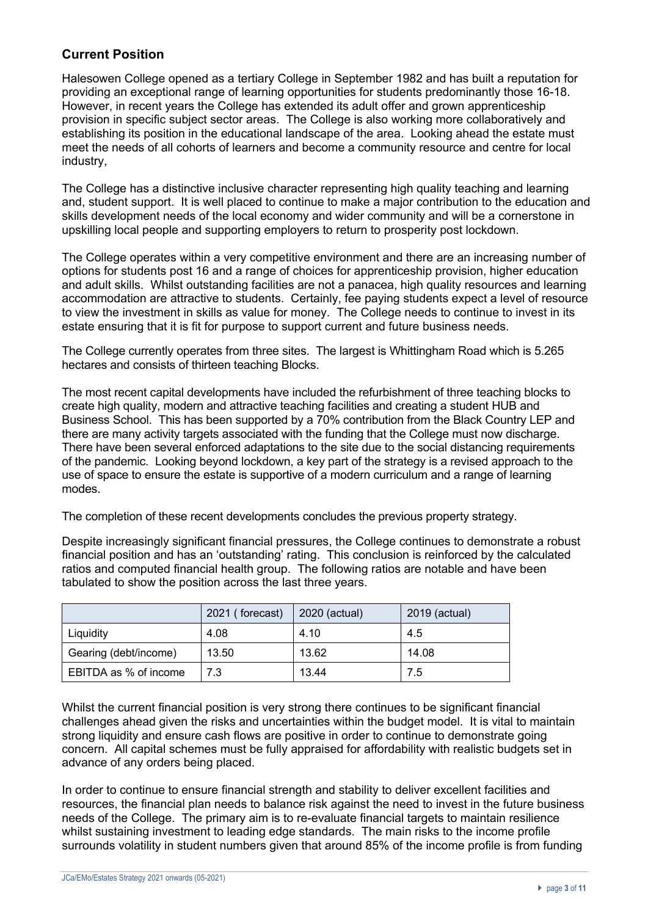## Current Position

Halesowen College opened as a tertiary College in September 1982 and has built a reputation for providing an exceptional range of learning opportunities for students predominantly those 16-18. However, in recent years the College has extended its adult offer and grown apprenticeship provision in specific subject sector areas. The College is also working more collaboratively and establishing its position in the educational landscape of the area. Looking ahead the estate must meet the needs of all cohorts of learners and become a community resource and centre for local industry,

The College has a distinctive inclusive character representing high quality teaching and learning and, student support. It is well placed to continue to make a major contribution to the education and skills development needs of the local economy and wider community and will be a cornerstone in upskilling local people and supporting employers to return to prosperity post lockdown.

The College operates within a very competitive environment and there are an increasing number of options for students post 16 and a range of choices for apprenticeship provision, higher education and adult skills. Whilst outstanding facilities are not a panacea, high quality resources and learning accommodation are attractive to students. Certainly, fee paying students expect a level of resource to view the investment in skills as value for money. The College needs to continue to invest in its estate ensuring that it is fit for purpose to support current and future business needs.

The College currently operates from three sites. The largest is Whittingham Road which is 5.265 hectares and consists of thirteen teaching Blocks.

The most recent capital developments have included the refurbishment of three teaching blocks to create high quality, modern and attractive teaching facilities and creating a student HUB and Business School. This has been supported by a 70% contribution from the Black Country LEP and there are many activity targets associated with the funding that the College must now discharge. There have been several enforced adaptations to the site due to the social distancing requirements of the pandemic. Looking beyond lockdown, a key part of the strategy is a revised approach to the use of space to ensure the estate is supportive of a modern curriculum and a range of learning modes.

The completion of these recent developments concludes the previous property strategy.

Despite increasingly significant financial pressures, the College continues to demonstrate a robust financial position and has an 'outstanding' rating. This conclusion is reinforced by the calculated ratios and computed financial health group. The following ratios are notable and have been tabulated to show the position across the last three years.

| | 2021 ( forecast) | 2020 (actual) | 2019 (actual) |
|---|---|---|---|
| Liquidity | 4.08 | 4.10 | 4.5 |
| Gearing (debt/income) | 13.50 | 13.62 | 14.08 |
| EBITDA as % of income | 7.3 | 13.44 | 7.5 |

Whilst the current financial position is very strong there continues to be significant financial challenges ahead given the risks and uncertainties within the budget model. It is vital to maintain strong liquidity and ensure cash flows are positive in order to continue to demonstrate going concern. All capital schemes must be fully appraised for affordability with realistic budgets set in advance of any orders being placed.

In order to continue to ensure financial strength and stability to deliver excellent facilities and resources, the financial plan needs to balance risk against the need to invest in the future business needs of the College. The primary aim is to re-evaluate financial targets to maintain resilience whilst sustaining investment to leading edge standards. The main risks to the income profile surrounds volatility in student numbers given that around 85% of the income profile is from funding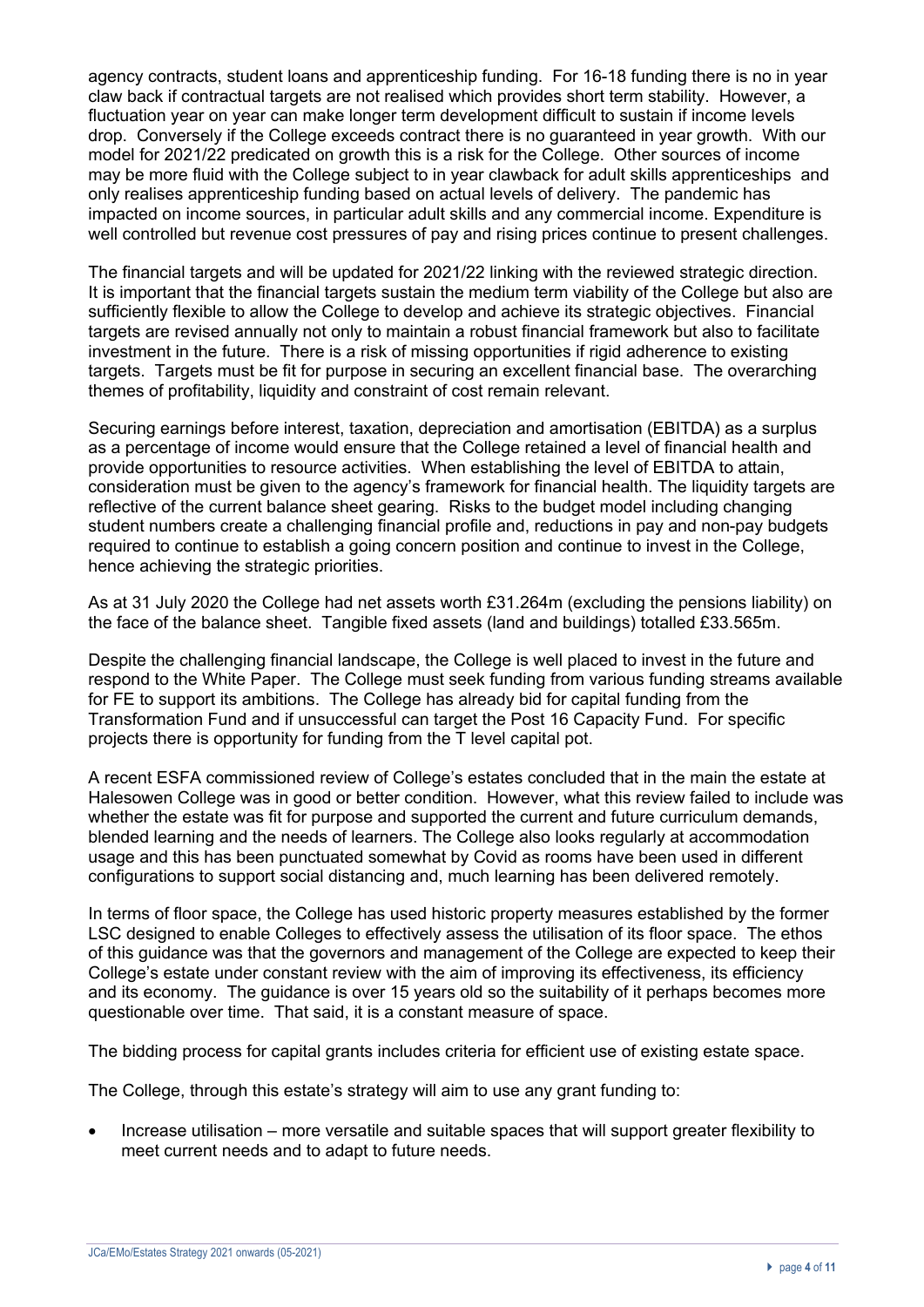agency contracts, student loans and apprenticeship funding. For 16-18 funding there is no in year claw back if contractual targets are not realised which provides short term stability. However, a fluctuation year on year can make longer term development difficult to sustain if income levels drop. Conversely if the College exceeds contract there is no guaranteed in year growth. With our model for 2021/22 predicated on growth this is a risk for the College. Other sources of income may be more fluid with the College subject to in year clawback for adult skills apprenticeships and only realises apprenticeship funding based on actual levels of delivery. The pandemic has impacted on income sources, in particular adult skills and any commercial income. Expenditure is well controlled but revenue cost pressures of pay and rising prices continue to present challenges.

The financial targets and will be updated for 2021/22 linking with the reviewed strategic direction. It is important that the financial targets sustain the medium term viability of the College but also are sufficiently flexible to allow the College to develop and achieve its strategic objectives. Financial targets are revised annually not only to maintain a robust financial framework but also to facilitate investment in the future. There is a risk of missing opportunities if rigid adherence to existing targets. Targets must be fit for purpose in securing an excellent financial base. The overarching themes of profitability, liquidity and constraint of cost remain relevant.

Securing earnings before interest, taxation, depreciation and amortisation (EBITDA) as a surplus as a percentage of income would ensure that the College retained a level of financial health and provide opportunities to resource activities. When establishing the level of EBITDA to attain, consideration must be given to the agency's framework for financial health. The liquidity targets are reflective of the current balance sheet gearing. Risks to the budget model including changing student numbers create a challenging financial profile and, reductions in pay and non-pay budgets required to continue to establish a going concern position and continue to invest in the College, hence achieving the strategic priorities.

As at 31 July 2020 the College had net assets worth £31.264m (excluding the pensions liability) on the face of the balance sheet. Tangible fixed assets (land and buildings) totalled £33.565m.

Despite the challenging financial landscape, the College is well placed to invest in the future and respond to the White Paper. The College must seek funding from various funding streams available for FE to support its ambitions. The College has already bid for capital funding from the Transformation Fund and if unsuccessful can target the Post 16 Capacity Fund. For specific projects there is opportunity for funding from the T level capital pot.

A recent ESFA commissioned review of College's estates concluded that in the main the estate at Halesowen College was in good or better condition. However, what this review failed to include was whether the estate was fit for purpose and supported the current and future curriculum demands, blended learning and the needs of learners. The College also looks regularly at accommodation usage and this has been punctuated somewhat by Covid as rooms have been used in different configurations to support social distancing and, much learning has been delivered remotely.

In terms of floor space, the College has used historic property measures established by the former LSC designed to enable Colleges to effectively assess the utilisation of its floor space. The ethos of this guidance was that the governors and management of the College are expected to keep their College's estate under constant review with the aim of improving its effectiveness, its efficiency and its economy. The guidance is over 15 years old so the suitability of it perhaps becomes more questionable over time. That said, it is a constant measure of space.

The bidding process for capital grants includes criteria for efficient use of existing estate space.

The College, through this estate's strategy will aim to use any grant funding to:

- Increase utilisation – more versatile and suitable spaces that will support greater flexibility to meet current needs and to adapt to future needs.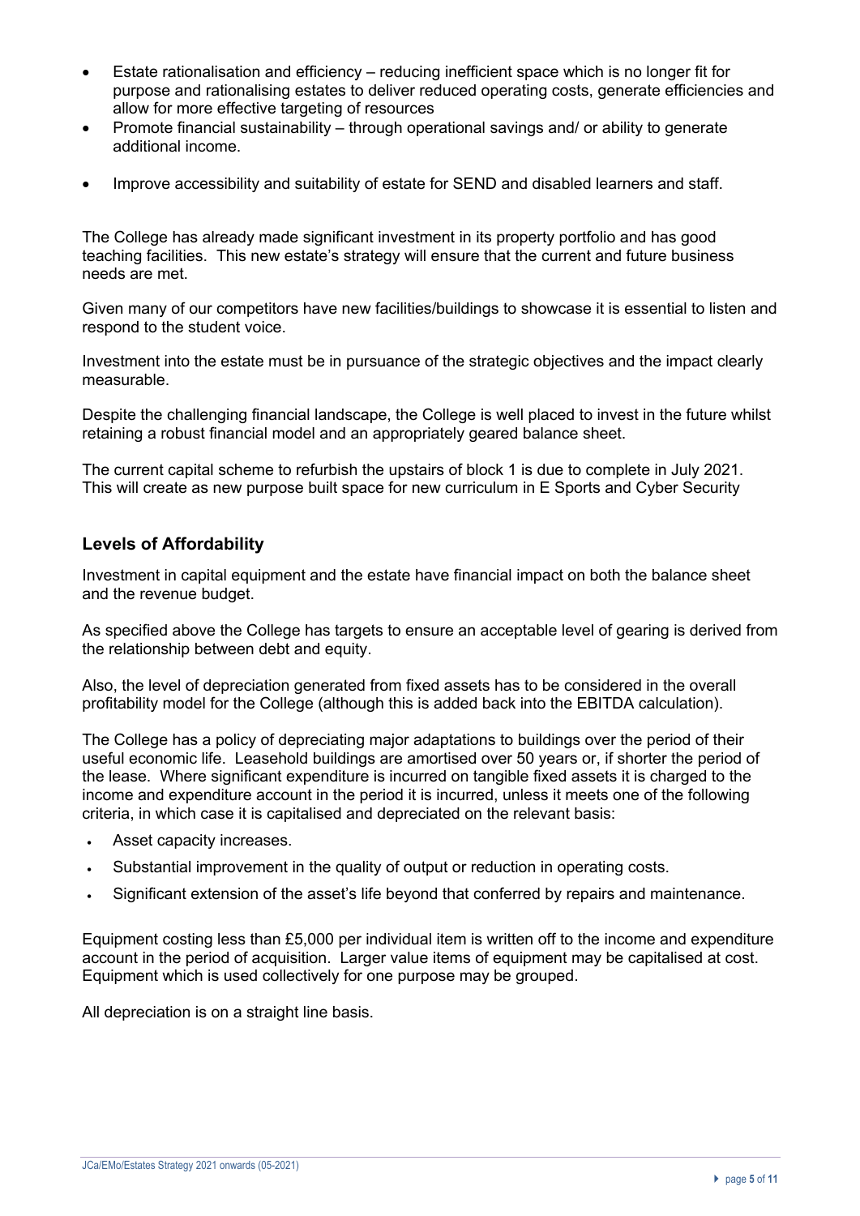- Estate rationalisation and efficiency – reducing inefficient space which is no longer fit for purpose and rationalising estates to deliver reduced operating costs, generate efficiencies and allow for more effective targeting of resources
- Promote financial sustainability – through operational savings and/ or ability to generate additional income.
- Improve accessibility and suitability of estate for SEND and disabled learners and staff.

The College has already made significant investment in its property portfolio and has good teaching facilities. This new estate's strategy will ensure that the current and future business needs are met.

Given many of our competitors have new facilities/buildings to showcase it is essential to listen and respond to the student voice.

Investment into the estate must be in pursuance of the strategic objectives and the impact clearly measurable.

Despite the challenging financial landscape, the College is well placed to invest in the future whilst retaining a robust financial model and an appropriately geared balance sheet.

The current capital scheme to refurbish the upstairs of block 1 is due to complete in July 2021. This will create as new purpose built space for new curriculum in E Sports and Cyber Security

## Levels of Affordability

Investment in capital equipment and the estate have financial impact on both the balance sheet and the revenue budget.

As specified above the College has targets to ensure an acceptable level of gearing is derived from the relationship between debt and equity.

Also, the level of depreciation generated from fixed assets has to be considered in the overall profitability model for the College (although this is added back into the EBITDA calculation).

The College has a policy of depreciating major adaptations to buildings over the period of their useful economic life. Leasehold buildings are amortised over 50 years or, if shorter the period of the lease. Where significant expenditure is incurred on tangible fixed assets it is charged to the income and expenditure account in the period it is incurred, unless it meets one of the following criteria, in which case it is capitalised and depreciated on the relevant basis:

- Asset capacity increases.
- Substantial improvement in the quality of output or reduction in operating costs.
- Significant extension of the asset's life beyond that conferred by repairs and maintenance.

Equipment costing less than £5,000 per individual item is written off to the income and expenditure account in the period of acquisition. Larger value items of equipment may be capitalised at cost. Equipment which is used collectively for one purpose may be grouped.

All depreciation is on a straight line basis.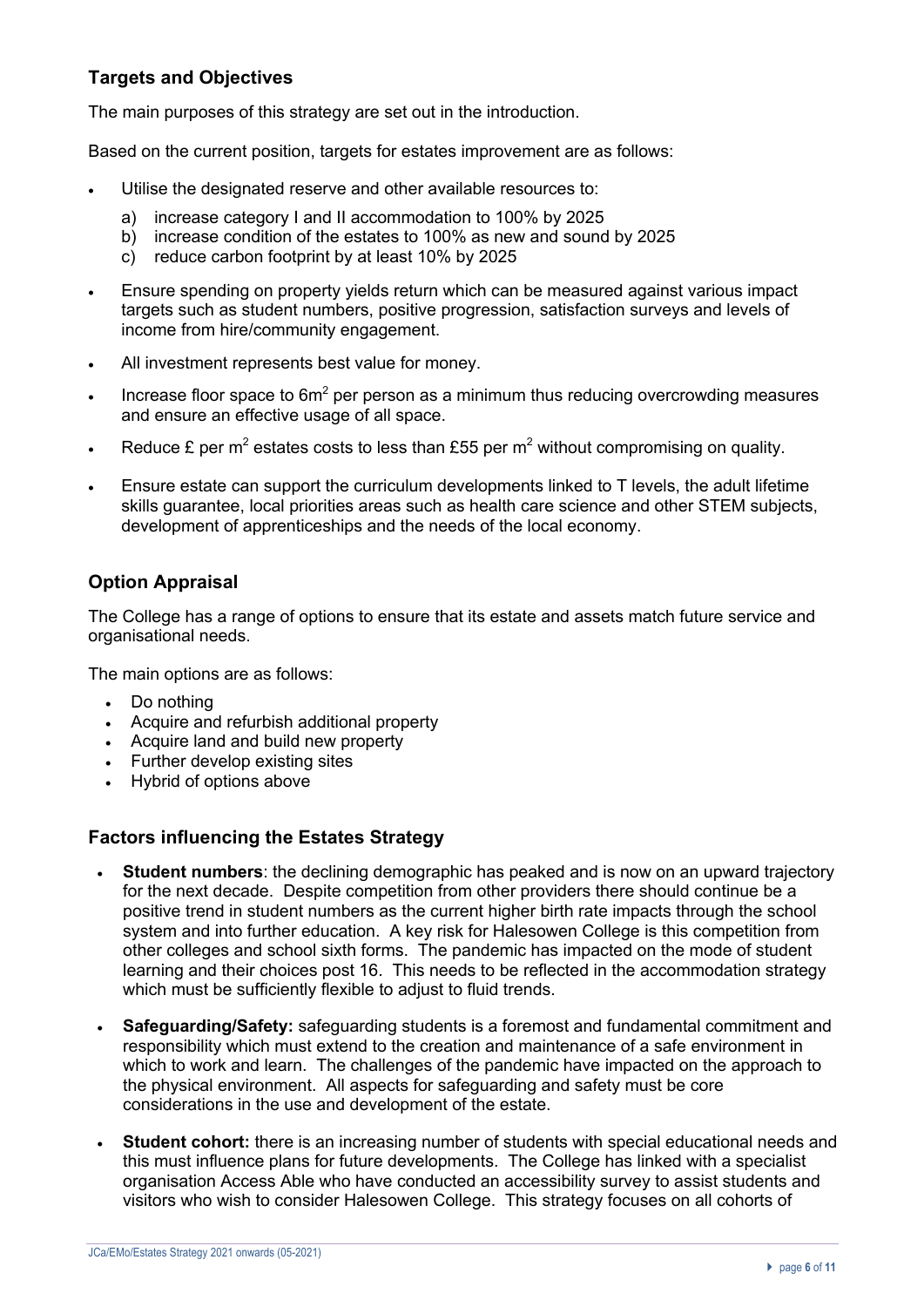## Targets and Objectives

The main purposes of this strategy are set out in the introduction.

Based on the current position, targets for estates improvement are as follows:

- Utilise the designated reserve and other available resources to:
  a) increase category I and II accommodation to 100% by 2025
  b) increase condition of the estates to 100% as new and sound by 2025
  c) reduce carbon footprint by at least 10% by 2025
- Ensure spending on property yields return which can be measured against various impact targets such as student numbers, positive progression, satisfaction surveys and levels of income from hire/community engagement.
- All investment represents best value for money.
- Increase floor space to $6m^2$ per person as a minimum thus reducing overcrowding measures and ensure an effective usage of all space.
- Reduce £ per $m^2$ estates costs to less than £55 per $m^2$ without compromising on quality.
- Ensure estate can support the curriculum developments linked to T levels, the adult lifetime skills guarantee, local priorities areas such as health care science and other STEM subjects, development of apprenticeships and the needs of the local economy.

## Option Appraisal

The College has a range of options to ensure that its estate and assets match future service and organisational needs.

The main options are as follows:

- Do nothing
- Acquire and refurbish additional property
- Acquire land and build new property
- Further develop existing sites
- Hybrid of options above

## Factors influencing the Estates Strategy

- **Student numbers**: the declining demographic has peaked and is now on an upward trajectory for the next decade. Despite competition from other providers there should continue be a positive trend in student numbers as the current higher birth rate impacts through the school system and into further education. A key risk for Halesowen College is this competition from other colleges and school sixth forms. The pandemic has impacted on the mode of student learning and their choices post 16. This needs to be reflected in the accommodation strategy which must be sufficiently flexible to adjust to fluid trends.
- **Safeguarding/Safety:** safeguarding students is a foremost and fundamental commitment and responsibility which must extend to the creation and maintenance of a safe environment in which to work and learn. The challenges of the pandemic have impacted on the approach to the physical environment. All aspects for safeguarding and safety must be core considerations in the use and development of the estate.
- **Student cohort:** there is an increasing number of students with special educational needs and this must influence plans for future developments. The College has linked with a specialist organisation Access Able who have conducted an accessibility survey to assist students and visitors who wish to consider Halesowen College. This strategy focuses on all cohorts of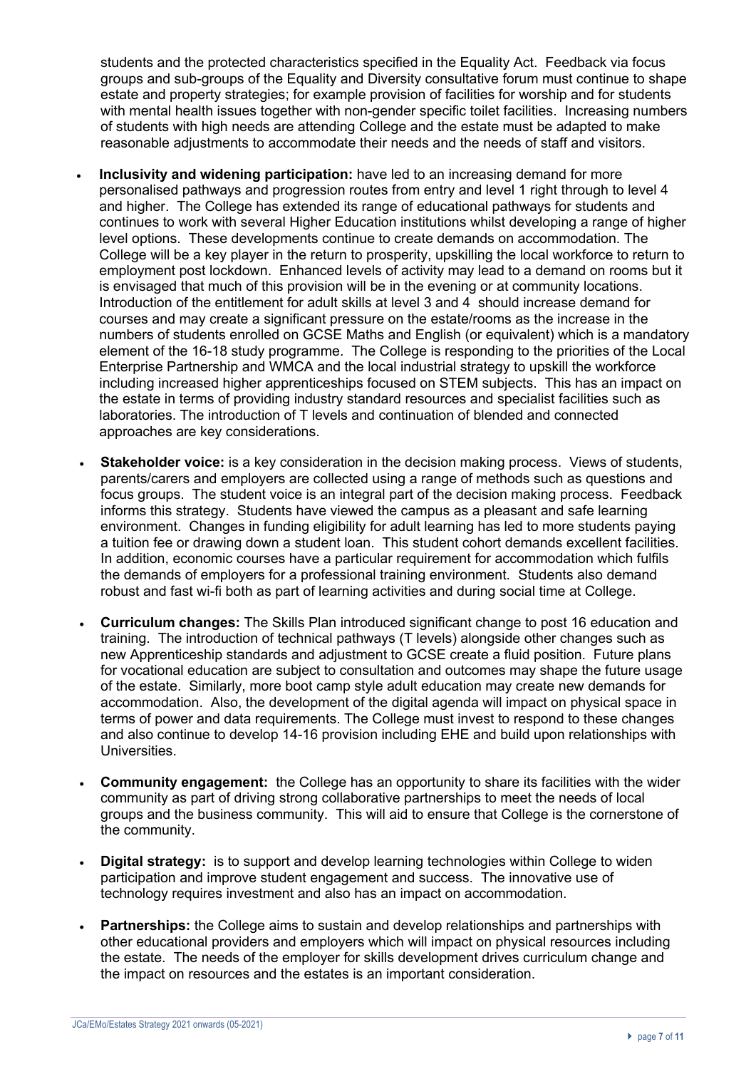students and the protected characteristics specified in the Equality Act. Feedback via focus groups and sub-groups of the Equality and Diversity consultative forum must continue to shape estate and property strategies; for example provision of facilities for worship and for students with mental health issues together with non-gender specific toilet facilities. Increasing numbers of students with high needs are attending College and the estate must be adapted to make reasonable adjustments to accommodate their needs and the needs of staff and visitors.

- **Inclusivity and widening participation:** have led to an increasing demand for more personalised pathways and progression routes from entry and level 1 right through to level 4 and higher. The College has extended its range of educational pathways for students and continues to work with several Higher Education institutions whilst developing a range of higher level options. These developments continue to create demands on accommodation. The College will be a key player in the return to prosperity, upskilling the local workforce to return to employment post lockdown. Enhanced levels of activity may lead to a demand on rooms but it is envisaged that much of this provision will be in the evening or at community locations. Introduction of the entitlement for adult skills at level 3 and 4 should increase demand for courses and may create a significant pressure on the estate/rooms as the increase in the numbers of students enrolled on GCSE Maths and English (or equivalent) which is a mandatory element of the 16-18 study programme. The College is responding to the priorities of the Local Enterprise Partnership and WMCA and the local industrial strategy to upskill the workforce including increased higher apprenticeships focused on STEM subjects. This has an impact on the estate in terms of providing industry standard resources and specialist facilities such as laboratories. The introduction of T levels and continuation of blended and connected approaches are key considerations.

- **Stakeholder voice:** is a key consideration in the decision making process. Views of students, parents/carers and employers are collected using a range of methods such as questions and focus groups. The student voice is an integral part of the decision making process. Feedback informs this strategy. Students have viewed the campus as a pleasant and safe learning environment. Changes in funding eligibility for adult learning has led to more students paying a tuition fee or drawing down a student loan. This student cohort demands excellent facilities. In addition, economic courses have a particular requirement for accommodation which fulfils the demands of employers for a professional training environment. Students also demand robust and fast wi-fi both as part of learning activities and during social time at College.

- **Curriculum changes:** The Skills Plan introduced significant change to post 16 education and training. The introduction of technical pathways (T levels) alongside other changes such as new Apprenticeship standards and adjustment to GCSE create a fluid position. Future plans for vocational education are subject to consultation and outcomes may shape the future usage of the estate. Similarly, more boot camp style adult education may create new demands for accommodation. Also, the development of the digital agenda will impact on physical space in terms of power and data requirements. The College must invest to respond to these changes and also continue to develop 14-16 provision including EHE and build upon relationships with Universities.

- **Community engagement:** the College has an opportunity to share its facilities with the wider community as part of driving strong collaborative partnerships to meet the needs of local groups and the business community. This will aid to ensure that College is the cornerstone of the community.

- **Digital strategy:** is to support and develop learning technologies within College to widen participation and improve student engagement and success. The innovative use of technology requires investment and also has an impact on accommodation.

- **Partnerships:** the College aims to sustain and develop relationships and partnerships with other educational providers and employers which will impact on physical resources including the estate. The needs of the employer for skills development drives curriculum change and the impact on resources and the estates is an important consideration.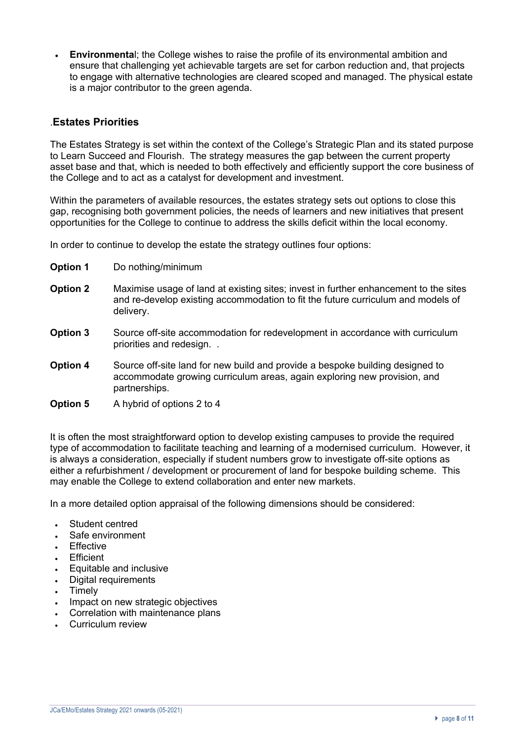- **Environmental**; the College wishes to raise the profile of its environmental ambition and ensure that challenging yet achievable targets are set for carbon reduction and, that projects to engage with alternative technologies are cleared scoped and managed. The physical estate is a major contributor to the green agenda.

## .Estates Priorities

The Estates Strategy is set within the context of the College's Strategic Plan and its stated purpose to Learn Succeed and Flourish. The strategy measures the gap between the current property asset base and that, which is needed to both effectively and efficiently support the core business of the College and to act as a catalyst for development and investment.

Within the parameters of available resources, the estates strategy sets out options to close this gap, recognising both government policies, the needs of learners and new initiatives that present opportunities for the College to continue to address the skills deficit within the local economy.

In order to continue to develop the estate the strategy outlines four options:

**Option 1** Do nothing/minimum

**Option 2** Maximise usage of land at existing sites; invest in further enhancement to the sites and re-develop existing accommodation to fit the future curriculum and models of delivery.

**Option 3** Source off-site accommodation for redevelopment in accordance with curriculum priorities and redesign. .

**Option 4** Source off-site land for new build and provide a bespoke building designed to accommodate growing curriculum areas, again exploring new provision, and partnerships.

**Option 5** A hybrid of options 2 to 4

It is often the most straightforward option to develop existing campuses to provide the required type of accommodation to facilitate teaching and learning of a modernised curriculum. However, it is always a consideration, especially if student numbers grow to investigate off-site options as either a refurbishment / development or procurement of land for bespoke building scheme. This may enable the College to extend collaboration and enter new markets.

In a more detailed option appraisal of the following dimensions should be considered:

- Student centred
- Safe environment
- Effective
- Efficient
- Equitable and inclusive
- Digital requirements
- Timely
- Impact on new strategic objectives
- Correlation with maintenance plans
- Curriculum review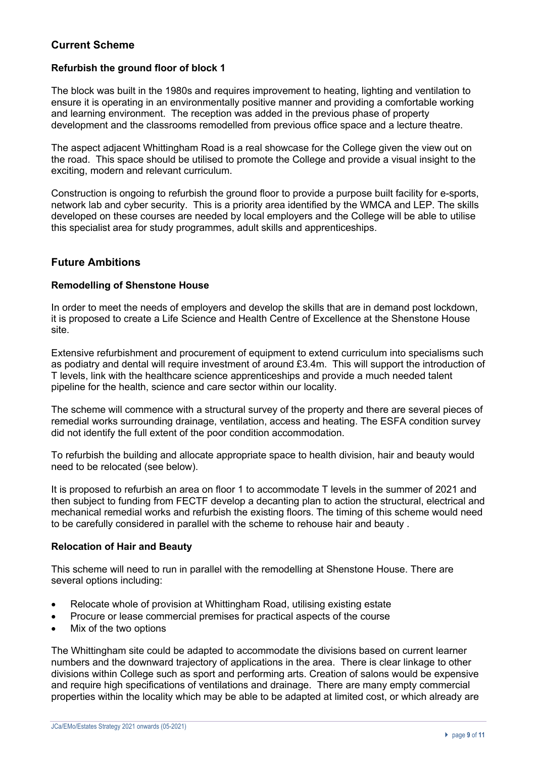## Current Scheme

### Refurbish the ground floor of block 1

The block was built in the 1980s and requires improvement to heating, lighting and ventilation to ensure it is operating in an environmentally positive manner and providing a comfortable working and learning environment. The reception was added in the previous phase of property development and the classrooms remodelled from previous office space and a lecture theatre.

The aspect adjacent Whittingham Road is a real showcase for the College given the view out on the road. This space should be utilised to promote the College and provide a visual insight to the exciting, modern and relevant curriculum.

Construction is ongoing to refurbish the ground floor to provide a purpose built facility for e-sports, network lab and cyber security. This is a priority area identified by the WMCA and LEP. The skills developed on these courses are needed by local employers and the College will be able to utilise this specialist area for study programmes, adult skills and apprenticeships.

## Future Ambitions

### Remodelling of Shenstone House

In order to meet the needs of employers and develop the skills that are in demand post lockdown, it is proposed to create a Life Science and Health Centre of Excellence at the Shenstone House site.

Extensive refurbishment and procurement of equipment to extend curriculum into specialisms such as podiatry and dental will require investment of around £3.4m. This will support the introduction of T levels, link with the healthcare science apprenticeships and provide a much needed talent pipeline for the health, science and care sector within our locality.

The scheme will commence with a structural survey of the property and there are several pieces of remedial works surrounding drainage, ventilation, access and heating. The ESFA condition survey did not identify the full extent of the poor condition accommodation.

To refurbish the building and allocate appropriate space to health division, hair and beauty would need to be relocated (see below).

It is proposed to refurbish an area on floor 1 to accommodate T levels in the summer of 2021 and then subject to funding from FECTF develop a decanting plan to action the structural, electrical and mechanical remedial works and refurbish the existing floors. The timing of this scheme would need to be carefully considered in parallel with the scheme to rehouse hair and beauty .

### Relocation of Hair and Beauty

This scheme will need to run in parallel with the remodelling at Shenstone House. There are several options including:

- Relocate whole of provision at Whittingham Road, utilising existing estate
- Procure or lease commercial premises for practical aspects of the course
- Mix of the two options

The Whittingham site could be adapted to accommodate the divisions based on current learner numbers and the downward trajectory of applications in the area. There is clear linkage to other divisions within College such as sport and performing arts. Creation of salons would be expensive and require high specifications of ventilations and drainage. There are many empty commercial properties within the locality which may be able to be adapted at limited cost, or which already are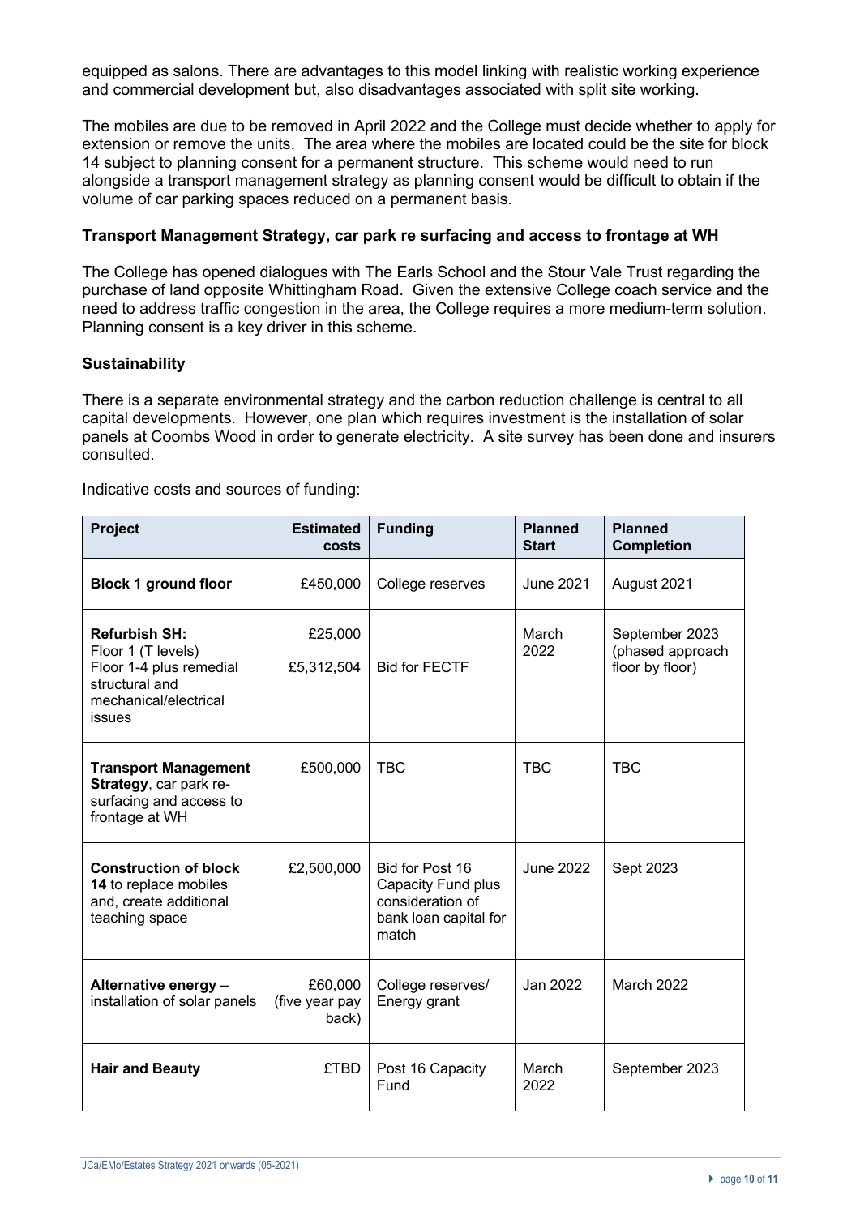equipped as salons. There are advantages to this model linking with realistic working experience and commercial development but, also disadvantages associated with split site working.

The mobiles are due to be removed in April 2022 and the College must decide whether to apply for extension or remove the units. The area where the mobiles are located could be the site for block 14 subject to planning consent for a permanent structure. This scheme would need to run alongside a transport management strategy as planning consent would be difficult to obtain if the volume of car parking spaces reduced on a permanent basis.

### Transport Management Strategy, car park re surfacing and access to frontage at WH

The College has opened dialogues with The Earls School and the Stour Vale Trust regarding the purchase of land opposite Whittingham Road. Given the extensive College coach service and the need to address traffic congestion in the area, the College requires a more medium-term solution. Planning consent is a key driver in this scheme.

### Sustainability

There is a separate environmental strategy and the carbon reduction challenge is central to all capital developments. However, one plan which requires investment is the installation of solar panels at Coombs Wood in order to generate electricity. A site survey has been done and insurers consulted.

Indicative costs and sources of funding:

| Project | Estimated costs | Funding | Planned Start | Planned Completion |
|---|---|---|---|---|
| **Block 1 ground floor** | £450,000 | College reserves | June 2021 | August 2021 |
| **Refurbish SH:** Floor 1 (T levels)<br>Floor 1-4 plus remedial structural and mechanical/electrical issues | £25,000<br>£5,312,504 | <br>Bid for FECTF | March 2022 | September 2023 (phased approach floor by floor) |
| **Transport Management Strategy**, car park re-surfacing and access to frontage at WH | £500,000 | TBC | TBC | TBC |
| **Construction of block 14** to replace mobiles and, create additional teaching space | £2,500,000 | Bid for Post 16 Capacity Fund plus consideration of bank loan capital for match | June 2022 | Sept 2023 |
| **Alternative energy** – installation of solar panels | £60,000 (five year pay back) | College reserves/ Energy grant | Jan 2022 | March 2022 |
| **Hair and Beauty** | £TBD | Post 16 Capacity Fund | March 2022 | September 2023 |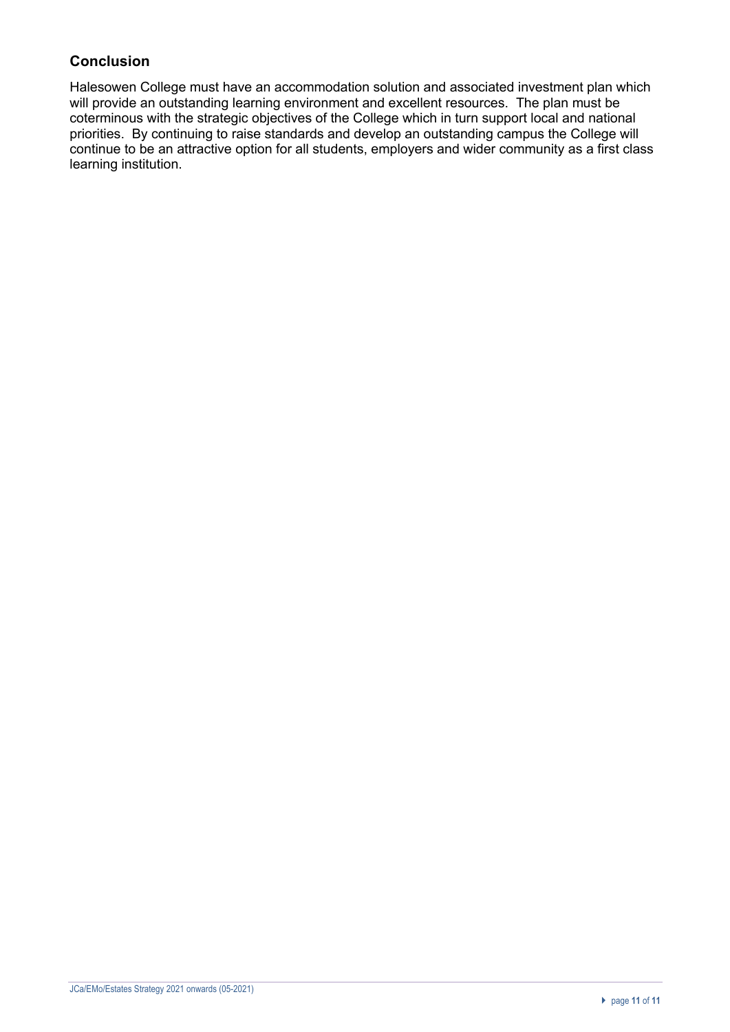## Conclusion

Halesowen College must have an accommodation solution and associated investment plan which will provide an outstanding learning environment and excellent resources. The plan must be coterminous with the strategic objectives of the College which in turn support local and national priorities. By continuing to raise standards and develop an outstanding campus the College will continue to be an attractive option for all students, employers and wider community as a first class learning institution.